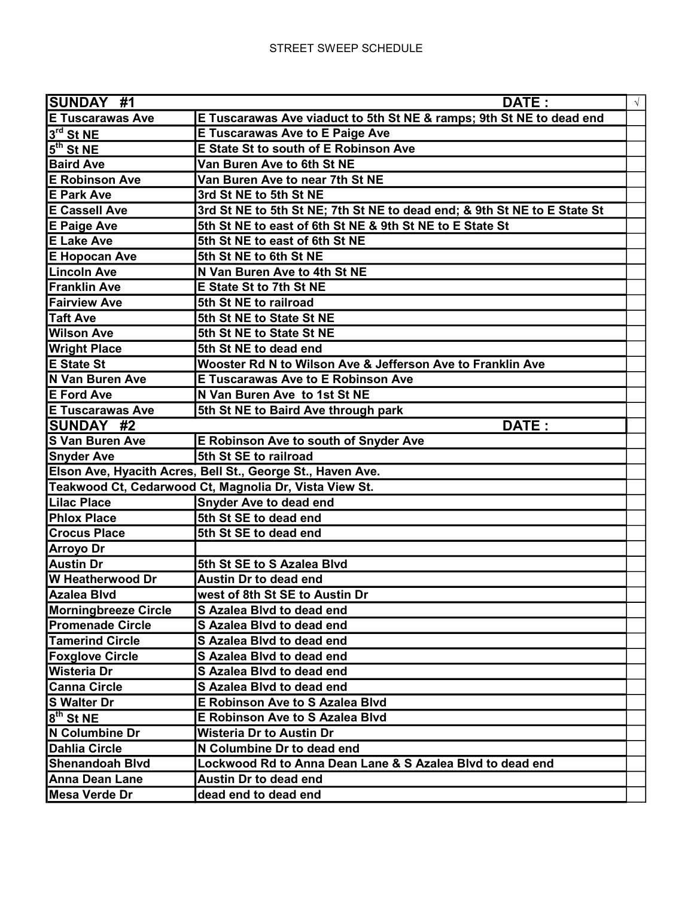STREET SWEEP SCHEDULE

| SUNDAY #1 | DATE : | √ |
|---|---|---|
| E Tuscarawas Ave | E Tuscarawas Ave viaduct to 5th St NE & ramps; 9th St NE to dead end | |
| 3rd St NE | E Tuscarawas Ave to E Paige Ave | |
| 5th St NE | E State St to south of E Robinson Ave | |
| Baird Ave | Van Buren Ave to 6th St NE | |
| E Robinson Ave | Van Buren Ave to near 7th St NE | |
| E Park Ave | 3rd St NE to 5th St NE | |
| E Cassell Ave | 3rd St NE to 5th St NE; 7th St NE to dead end; & 9th St NE to E State St | |
| E Paige Ave | 5th St NE to east of 6th St NE & 9th St NE to E State St | |
| E Lake Ave | 5th St NE to east of 6th St NE | |
| E Hopocan Ave | 5th St NE to 6th St NE | |
| Lincoln Ave | N Van Buren Ave to 4th St NE | |
| Franklin Ave | E State St to 7th St NE | |
| Fairview Ave | 5th St NE to railroad | |
| Taft Ave | 5th St NE to State St NE | |
| Wilson Ave | 5th St NE to State St NE | |
| Wright Place | 5th St NE to dead end | |
| E State St | Wooster Rd N to Wilson Ave & Jefferson Ave to Franklin Ave | |
| N Van Buren Ave | E Tuscarawas Ave to E Robinson Ave | |
| E Ford Ave | N Van Buren Ave to 1st St NE | |
| E Tuscarawas Ave | 5th St NE to Baird Ave through park | |
| **SUNDAY #2** | **DATE :** | |
| S Van Buren Ave | E Robinson Ave to south of Snyder Ave | |
| Snyder Ave | 5th St SE to railroad | |
| Elson Ave, Hyacith Acres, Bell St., George St., Haven Ave. | | |
| Teakwood Ct, Cedarwood Ct, Magnolia Dr, Vista View St. | | |
| Lilac Place | Snyder Ave to dead end | |
| Phlox Place | 5th St SE to dead end | |
| Crocus Place | 5th St SE to dead end | |
| Arroyo Dr | | |
| Austin Dr | 5th St SE to S Azalea Blvd | |
| W Heatherwood Dr | Austin Dr to dead end | |
| Azalea Blvd | west of 8th St SE to Austin Dr | |
| Morningbreeze Circle | S Azalea Blvd to dead end | |
| Promenade Circle | S Azalea Blvd to dead end | |
| Tamerind Circle | S Azalea Blvd to dead end | |
| Foxglove Circle | S Azalea Blvd to dead end | |
| Wisteria Dr | S Azalea Blvd to dead end | |
| Canna Circle | S Azalea Blvd to dead end | |
| S Walter Dr | E Robinson Ave to S Azalea Blvd | |
| 8th St NE | E Robinson Ave to S Azalea Blvd | |
| N Columbine Dr | Wisteria Dr to Austin Dr | |
| Dahlia Circle | N Columbine Dr to dead end | |
| Shenandoah Blvd | Lockwood Rd to Anna Dean Lane & S Azalea Blvd to dead end | |
| Anna Dean Lane | Austin Dr to dead end | |
| Mesa Verde Dr | dead end to dead end | |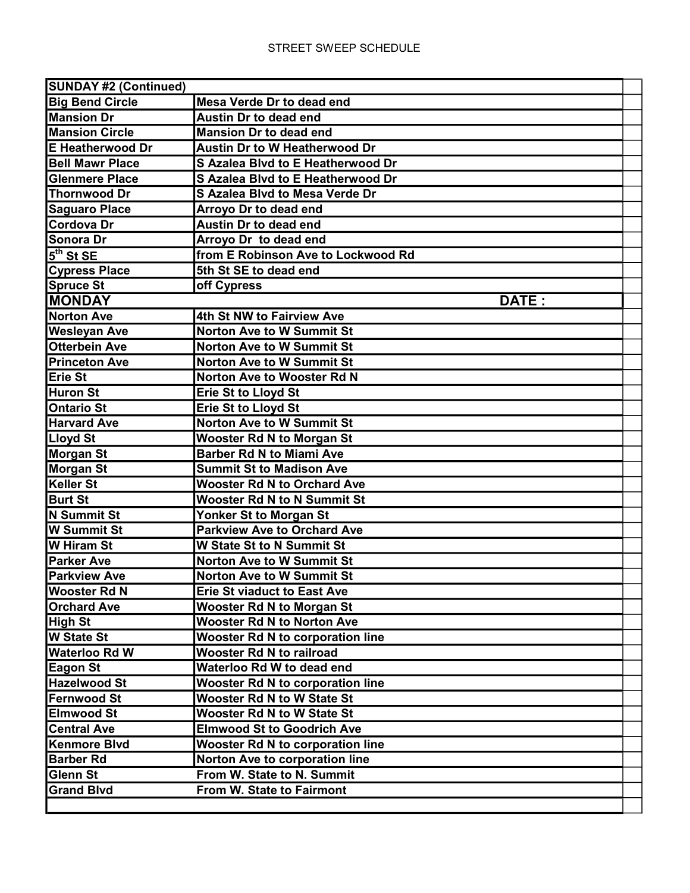STREET SWEEP SCHEDULE

| SUNDAY #2 (Continued) | | |
|---|---|---|
| Big Bend Circle | Mesa Verde Dr to dead end | |
| Mansion Dr | Austin Dr to dead end | |
| Mansion Circle | Mansion Dr to dead end | |
| E Heatherwood Dr | Austin Dr to W Heatherwood Dr | |
| Bell Mawr Place | S Azalea Blvd to E Heatherwood Dr | |
| Glenmere Place | S Azalea Blvd to E Heatherwood Dr | |
| Thornwood Dr | S Azalea Blvd to Mesa Verde Dr | |
| Saguaro Place | Arroyo Dr to dead end | |
| Cordova Dr | Austin Dr to dead end | |
| Sonora Dr | Arroyo Dr to dead end | |
| 5th St SE | from E Robinson Ave to Lockwood Rd | |
| Cypress Place | 5th St SE to dead end | |
| Spruce St | off Cypress | |
| **MONDAY** | **DATE :** | |
| Norton Ave | 4th St NW to Fairview Ave | |
| Wesleyan Ave | Norton Ave to W Summit St | |
| Otterbein Ave | Norton Ave to W Summit St | |
| Princeton Ave | Norton Ave to W Summit St | |
| Erie St | Norton Ave to Wooster Rd N | |
| Huron St | Erie St to Lloyd St | |
| Ontario St | Erie St to Lloyd St | |
| Harvard Ave | Norton Ave to W Summit St | |
| Lloyd St | Wooster Rd N to Morgan St | |
| Morgan St | Barber Rd N to Miami Ave | |
| Morgan St | Summit St to Madison Ave | |
| Keller St | Wooster Rd N to Orchard Ave | |
| Burt St | Wooster Rd N to N Summit St | |
| N Summit St | Yonker St to Morgan St | |
| W Summit St | Parkview Ave to Orchard Ave | |
| W Hiram St | W State St to N Summit St | |
| Parker Ave | Norton Ave to W Summit St | |
| Parkview Ave | Norton Ave to W Summit St | |
| Wooster Rd N | Erie St viaduct to East Ave | |
| Orchard Ave | Wooster Rd N to Morgan St | |
| High St | Wooster Rd N to Norton Ave | |
| W State St | Wooster Rd N to corporation line | |
| Waterloo Rd W | Wooster Rd N to railroad | |
| Eagon St | Waterloo Rd W to dead end | |
| Hazelwood St | Wooster Rd N to corporation line | |
| Fernwood St | Wooster Rd N to W State St | |
| Elmwood St | Wooster Rd N to W State St | |
| Central Ave | Elmwood St to Goodrich Ave | |
| Kenmore Blvd | Wooster Rd N to corporation line | |
| Barber Rd | Norton Ave to corporation line | |
| Glenn St | From W. State to N. Summit | |
| Grand Blvd | From W. State to Fairmont | |
| | | |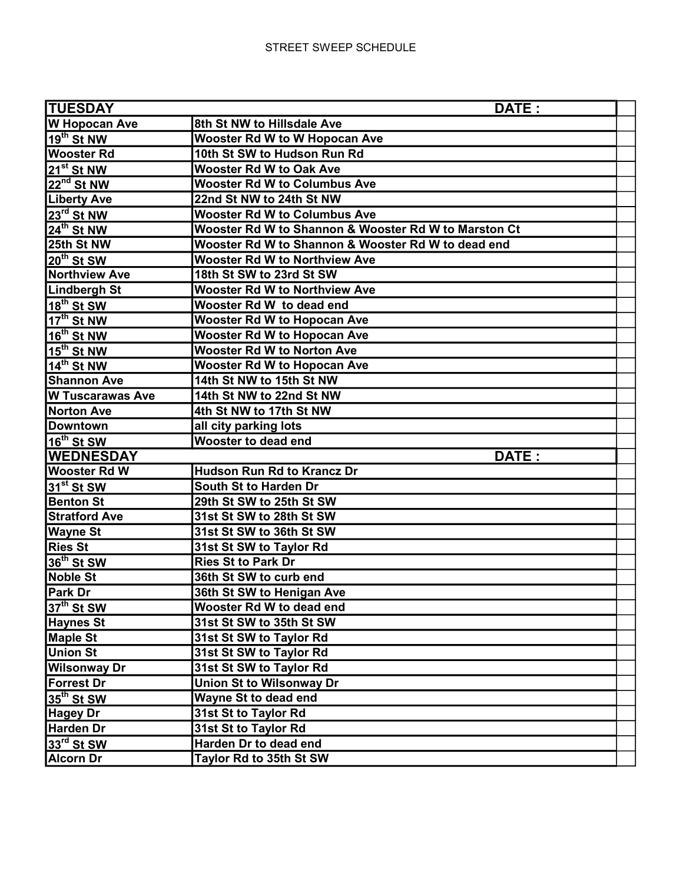# STREET SWEEP SCHEDULE

| TUESDAY | DATE : | |
|---|---|---|
| W Hopocan Ave | 8th St NW to Hillsdale Ave | |
| 19th St NW | Wooster Rd W to W Hopocan Ave | |
| Wooster Rd | 10th St SW to Hudson Run Rd | |
| 21st St NW | Wooster Rd W to Oak Ave | |
| 22nd St NW | Wooster Rd W to Columbus Ave | |
| Liberty Ave | 22nd St NW to 24th St NW | |
| 23rd St NW | Wooster Rd W to Columbus Ave | |
| 24th St NW | Wooster Rd W to Shannon & Wooster Rd W to Marston Ct | |
| 25th St NW | Wooster Rd W to Shannon & Wooster Rd W to dead end | |
| 20th St SW | Wooster Rd W to Northview Ave | |
| Northview Ave | 18th St SW to 23rd St SW | |
| Lindbergh St | Wooster Rd W to Northview Ave | |
| 18th St SW | Wooster Rd W to dead end | |
| 17th St NW | Wooster Rd W to Hopocan Ave | |
| 16th St NW | Wooster Rd W to Hopocan Ave | |
| 15th St NW | Wooster Rd W to Norton Ave | |
| 14th St NW | Wooster Rd W to Hopocan Ave | |
| Shannon Ave | 14th St NW to 15th St NW | |
| W Tuscarawas Ave | 14th St NW to 22nd St NW | |
| Norton Ave | 4th St NW to 17th St NW | |
| Downtown | all city parking lots | |
| 16th St SW | Wooster to dead end | |
| **WEDNESDAY** | **DATE :** | |
| Wooster Rd W | Hudson Run Rd to Krancz Dr | |
| 31st St SW | South St to Harden Dr | |
| Benton St | 29th St SW to 25th St SW | |
| Stratford Ave | 31st St SW to 28th St SW | |
| Wayne St | 31st St SW to 36th St SW | |
| Ries St | 31st St SW to Taylor Rd | |
| 36th St SW | Ries St to Park Dr | |
| Noble St | 36th St SW to curb end | |
| Park Dr | 36th St SW to Henigan Ave | |
| 37th St SW | Wooster Rd W to dead end | |
| Haynes St | 31st St SW to 35th St SW | |
| Maple St | 31st St SW to Taylor Rd | |
| Union St | 31st St SW to Taylor Rd | |
| Wilsonway Dr | 31st St SW to Taylor Rd | |
| Forrest Dr | Union St to Wilsonway Dr | |
| 35th St SW | Wayne St to dead end | |
| Hagey Dr | 31st St to Taylor Rd | |
| Harden Dr | 31st St to Taylor Rd | |
| 33rd St SW | Harden Dr to dead end | |
| Alcorn Dr | Taylor Rd to 35th St SW | |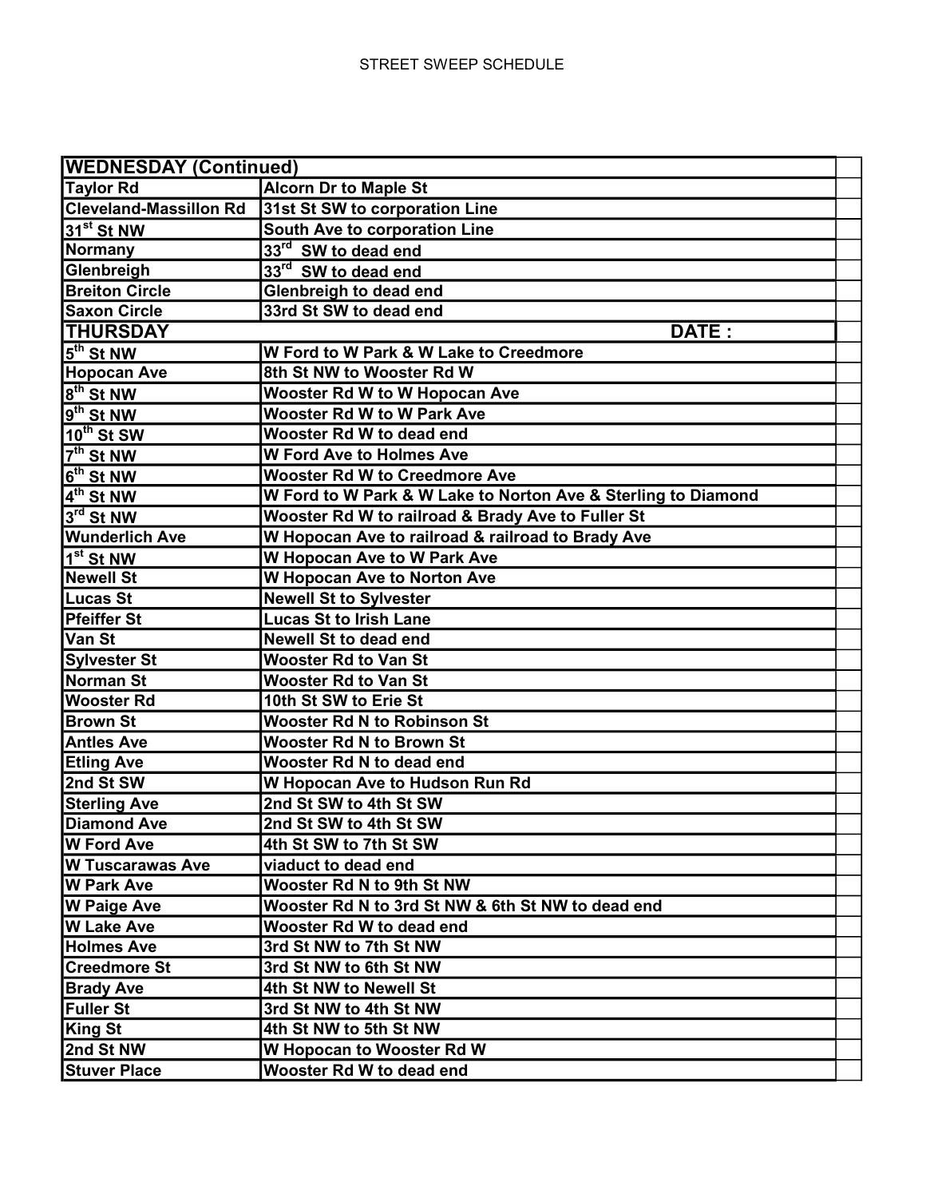STREET SWEEP SCHEDULE

| | | |
|---|---|---|
| **WEDNESDAY (Continued)** | | |
| **Taylor Rd** | **Alcorn Dr to Maple St** | |
| **Cleveland-Massillon Rd** | **31st St SW to corporation Line** | |
| **31st St NW** | **South Ave to corporation Line** | |
| **Normany** | **33rd SW to dead end** | |
| **Glenbreigh** | **33rd SW to dead end** | |
| **Breiton Circle** | **Glenbreigh to dead end** | |
| **Saxon Circle** | **33rd St SW to dead end** | |
| **THURSDAY** | **DATE :** | |
| **5th St NW** | **W Ford to W Park & W Lake to Creedmore** | |
| **Hopocan Ave** | **8th St NW to Wooster Rd W** | |
| **8th St NW** | **Wooster Rd W to W Hopocan Ave** | |
| **9th St NW** | **Wooster Rd W to W Park Ave** | |
| **10th St SW** | **Wooster Rd W to dead end** | |
| **7th St NW** | **W Ford Ave to Holmes Ave** | |
| **6th St NW** | **Wooster Rd W to Creedmore Ave** | |
| **4th St NW** | **W Ford to W Park & W Lake to Norton Ave & Sterling to Diamond** | |
| **3rd St NW** | **Wooster Rd W to railroad & Brady Ave to Fuller St** | |
| **Wunderlich Ave** | **W Hopocan Ave to railroad & railroad to Brady Ave** | |
| **1st St NW** | **W Hopocan Ave to W Park Ave** | |
| **Newell St** | **W Hopocan Ave to Norton Ave** | |
| **Lucas St** | **Newell St to Sylvester** | |
| **Pfeiffer St** | **Lucas St to Irish Lane** | |
| **Van St** | **Newell St to dead end** | |
| **Sylvester St** | **Wooster Rd to Van St** | |
| **Norman St** | **Wooster Rd to Van St** | |
| **Wooster Rd** | **10th St SW to Erie St** | |
| **Brown St** | **Wooster Rd N to Robinson St** | |
| **Antles Ave** | **Wooster Rd N to Brown St** | |
| **Etling Ave** | **Wooster Rd N to dead end** | |
| **2nd St SW** | **W Hopocan Ave to Hudson Run Rd** | |
| **Sterling Ave** | **2nd St SW to 4th St SW** | |
| **Diamond Ave** | **2nd St SW to 4th St SW** | |
| **W Ford Ave** | **4th St SW to 7th St SW** | |
| **W Tuscarawas Ave** | **viaduct to dead end** | |
| **W Park Ave** | **Wooster Rd N to 9th St NW** | |
| **W Paige Ave** | **Wooster Rd N to 3rd St NW & 6th St NW to dead end** | |
| **W Lake Ave** | **Wooster Rd W to dead end** | |
| **Holmes Ave** | **3rd St NW to 7th St NW** | |
| **Creedmore St** | **3rd St NW to 6th St NW** | |
| **Brady Ave** | **4th St NW to Newell St** | |
| **Fuller St** | **3rd St NW to 4th St NW** | |
| **King St** | **4th St NW to 5th St NW** | |
| **2nd St NW** | **W Hopocan to Wooster Rd W** | |
| **Stuver Place** | **Wooster Rd W to dead end** | |